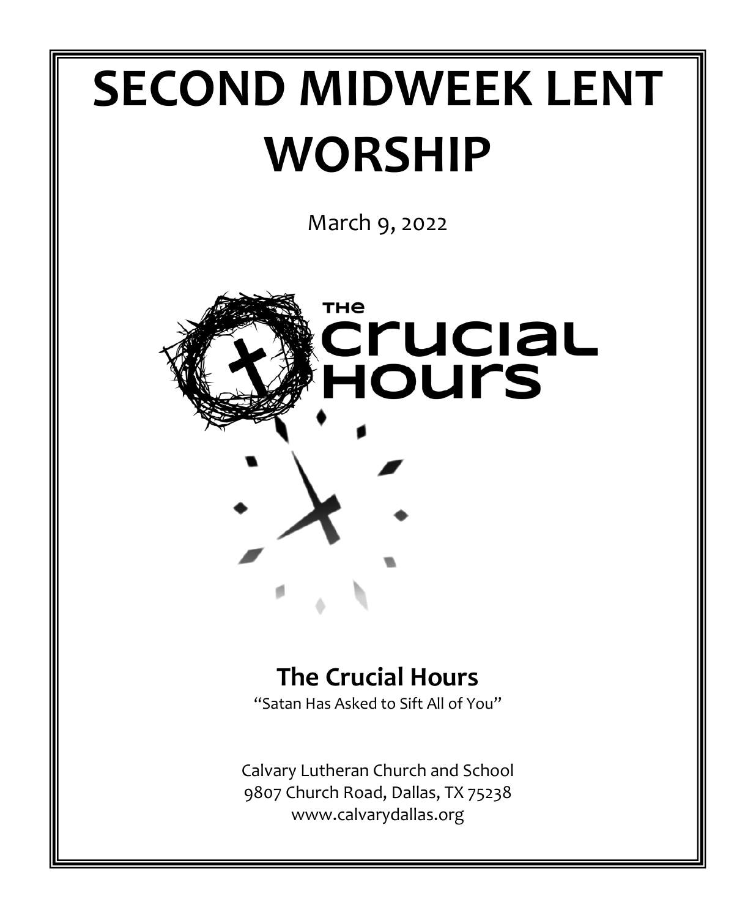# SECOND MIDWEEK LENT WORSHIP

March 9, 2022

THE crucial Hours

## The Crucial Hours

"Satan Has Asked to Sift All of You"

Calvary Lutheran Church and School
9807 Church Road, Dallas, TX 75238
www.calvarydallas.org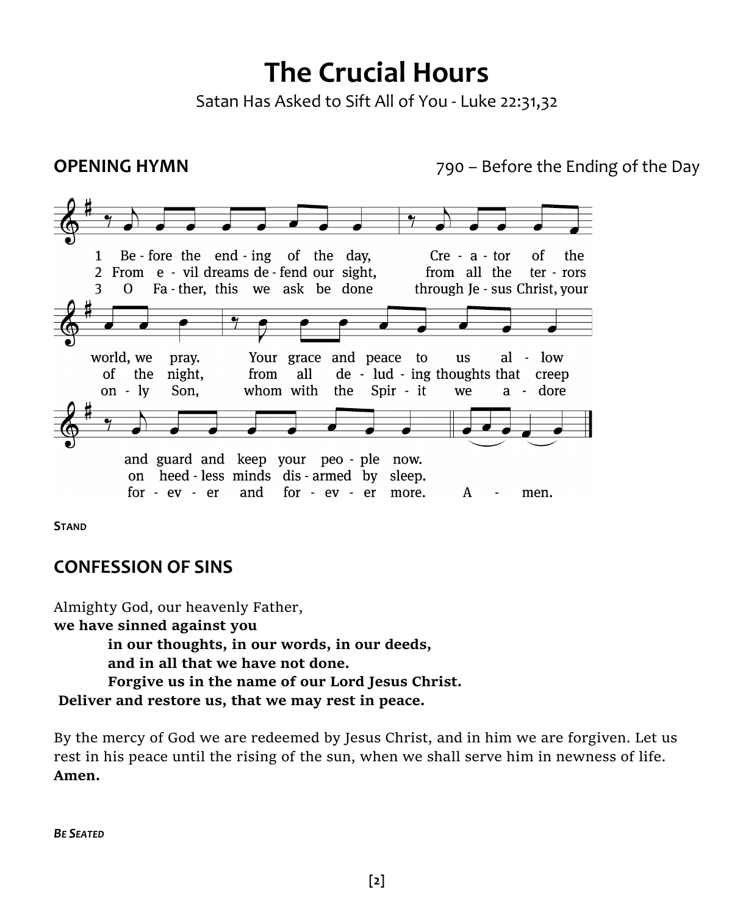# The Crucial Hours

Satan Has Asked to Sift All of You - Luke 22:31,32

## OPENING HYMN

790 – Before the Ending of the Day

1 Be - fore the end - ing of the day, Cre - a - tor of the world, we pray. Your grace and peace to us al - low and guard and keep your peo - ple now.

2 From e - vil dreams de - fend our sight, from all the ter - rors of the night, from all de - lud - ing thoughts that creep on heed - less minds dis - armed by sleep.

3 O Fa - ther, this we ask be done through Je - sus Christ, your on - ly Son, whom with the Spir - it we a - dore for - ev - er and for - ev - er more. A - men.

**STAND**

## CONFESSION OF SINS

Almighty God, our heavenly Father,
**we have sinned against you**
**in our thoughts, in our words, in our deeds,**
**and in all that we have not done.**
**Forgive us in the name of our Lord Jesus Christ.**
**Deliver and restore us, that we may rest in peace.**

By the mercy of God we are redeemed by Jesus Christ, and in him we are forgiven. Let us rest in his peace until the rising of the sun, when we shall serve him in newness of life.
**Amen.**

***BE SEATED***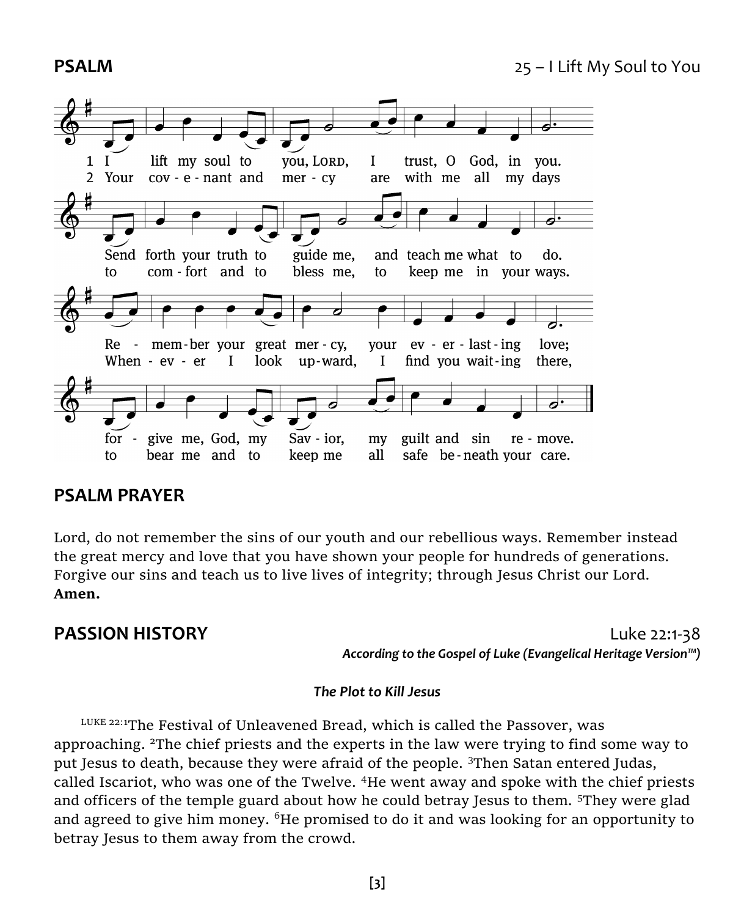## PSALM

25 – I Lift My Soul to You

1 I lift my soul to you, LORD, I trust, O God, in you.
Send forth your truth to guide me, and teach me what to do.
Remember your great mercy, your everlasting love;
forgive me, God, my Savior, my guilt and sin remove.

2 Your covenant and mercy are with me all my days
to comfort and to bless me, to keep me in your ways.
Whenever I look upward, I find you waiting there,
to bear me and to keep me all safe beneath your care.

## PSALM PRAYER

Lord, do not remember the sins of our youth and our rebellious ways. Remember instead the great mercy and love that you have shown your people for hundreds of generations. Forgive our sins and teach us to live lives of integrity; through Jesus Christ our Lord. **Amen.**

## PASSION HISTORY

Luke 22:1-38

***According to the Gospel of Luke (Evangelical Heritage Version™)***

***The Plot to Kill Jesus***

LUKE 22:1 The Festival of Unleavened Bread, which is called the Passover, was approaching. 2 The chief priests and the experts in the law were trying to find some way to put Jesus to death, because they were afraid of the people. 3 Then Satan entered Judas, called Iscariot, who was one of the Twelve. 4 He went away and spoke with the chief priests and officers of the temple guard about how he could betray Jesus to them. 5 They were glad and agreed to give him money. 6 He promised to do it and was looking for an opportunity to betray Jesus to them away from the crowd.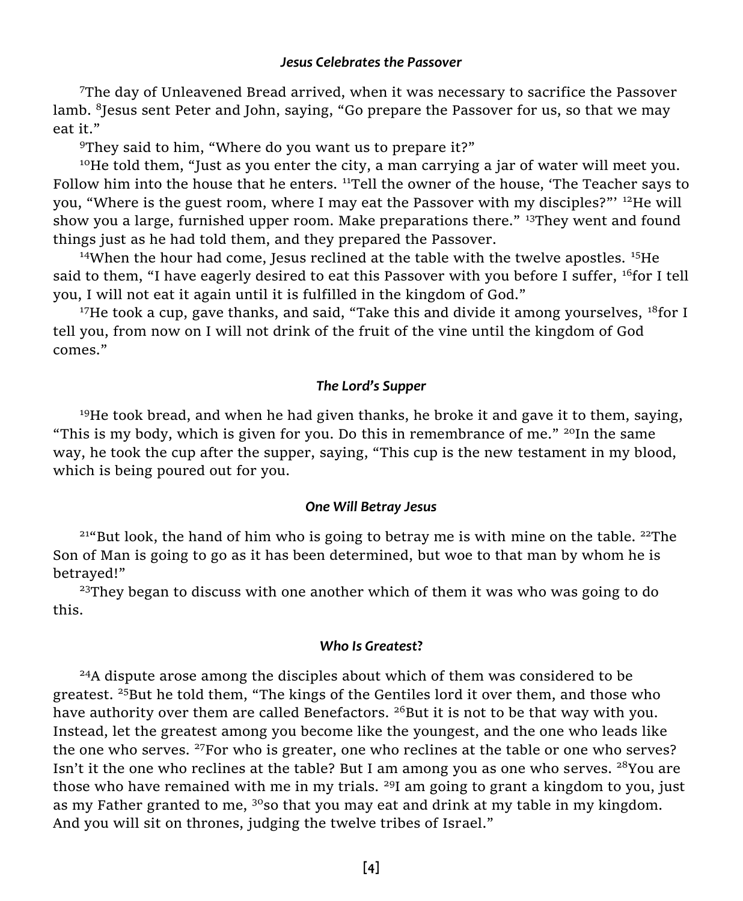### *Jesus Celebrates the Passover*

7The day of Unleavened Bread arrived, when it was necessary to sacrifice the Passover lamb. 8Jesus sent Peter and John, saying, "Go prepare the Passover for us, so that we may eat it."

9They said to him, "Where do you want us to prepare it?"

10He told them, "Just as you enter the city, a man carrying a jar of water will meet you. Follow him into the house that he enters. 11Tell the owner of the house, 'The Teacher says to you, "Where is the guest room, where I may eat the Passover with my disciples?"' 12He will show you a large, furnished upper room. Make preparations there." 13They went and found things just as he had told them, and they prepared the Passover.

14When the hour had come, Jesus reclined at the table with the twelve apostles. 15He said to them, "I have eagerly desired to eat this Passover with you before I suffer, 16for I tell you, I will not eat it again until it is fulfilled in the kingdom of God."

17He took a cup, gave thanks, and said, "Take this and divide it among yourselves, 18for I tell you, from now on I will not drink of the fruit of the vine until the kingdom of God comes."

### *The Lord's Supper*

19He took bread, and when he had given thanks, he broke it and gave it to them, saying, "This is my body, which is given for you. Do this in remembrance of me." 20In the same way, he took the cup after the supper, saying, "This cup is the new testament in my blood, which is being poured out for you.

### *One Will Betray Jesus*

21"But look, the hand of him who is going to betray me is with mine on the table. 22The Son of Man is going to go as it has been determined, but woe to that man by whom he is betrayed!"

23They began to discuss with one another which of them it was who was going to do this.

### *Who Is Greatest?*

24A dispute arose among the disciples about which of them was considered to be greatest. 25But he told them, "The kings of the Gentiles lord it over them, and those who have authority over them are called Benefactors. 26But it is not to be that way with you. Instead, let the greatest among you become like the youngest, and the one who leads like the one who serves. 27For who is greater, one who reclines at the table or one who serves? Isn't it the one who reclines at the table? But I am among you as one who serves. 28You are those who have remained with me in my trials. 29I am going to grant a kingdom to you, just as my Father granted to me, 30so that you may eat and drink at my table in my kingdom. And you will sit on thrones, judging the twelve tribes of Israel."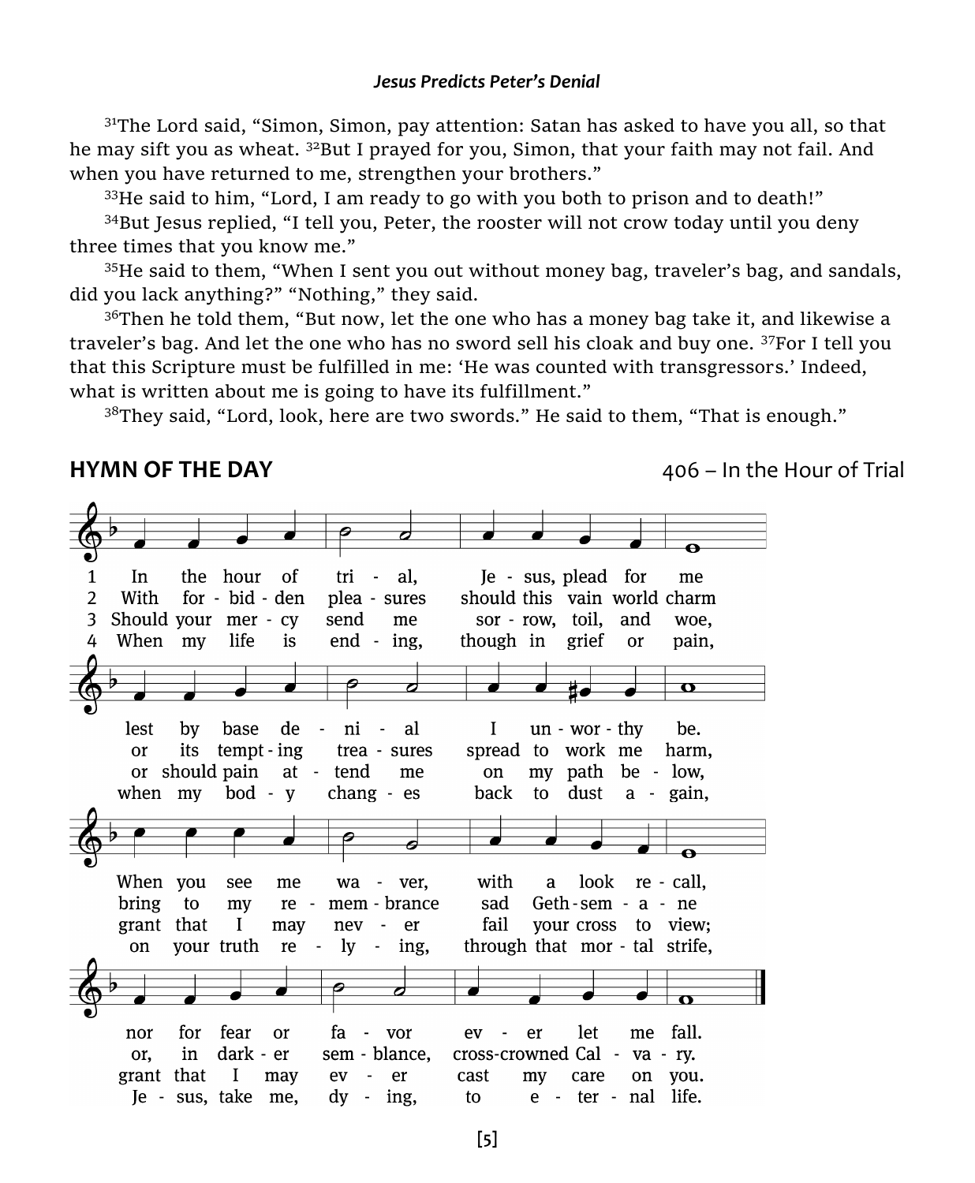### *Jesus Predicts Peter's Denial*

[31]The Lord said, "Simon, Simon, pay attention: Satan has asked to have you all, so that he may sift you as wheat. [32]But I prayed for you, Simon, that your faith may not fail. And when you have returned to me, strengthen your brothers."

[33]He said to him, "Lord, I am ready to go with you both to prison and to death!"

[34]But Jesus replied, "I tell you, Peter, the rooster will not crow today until you deny three times that you know me."

[35]He said to them, "When I sent you out without money bag, traveler's bag, and sandals, did you lack anything?" "Nothing," they said.

[36]Then he told them, "But now, let the one who has a money bag take it, and likewise a traveler's bag. And let the one who has no sword sell his cloak and buy one. [37]For I tell you that this Scripture must be fulfilled in me: 'He was counted with transgressors.' Indeed, what is written about me is going to have its fulfillment."

[38]They said, "Lord, look, here are two swords." He said to them, "That is enough."

## HYMN OF THE DAY

406 – In the Hour of Trial

1 In the hour of trial, Jesus, plead for me
lest by base denial I unworthy be.
When you see me waver, with a look recall,
nor for fear or favor ever let me fall.

2 With forbidden pleasures should this vain world charm
or its tempting treasures spread to work me harm,
bring to my remembrance sad Gethsemane
or, in darker semblance, cross-crowned Calvary.

3 Should your mercy send me sorrow, toil, and woe,
or should pain attend me on my path below,
grant that I may never fail your cross to view;
grant that I may ever cast my care on you.

4 When my life is ending, though in grief or pain,
when my body changes back to dust again,
on your truth relying, through that mortal strife,
Jesus, take me, dying, to eternal life.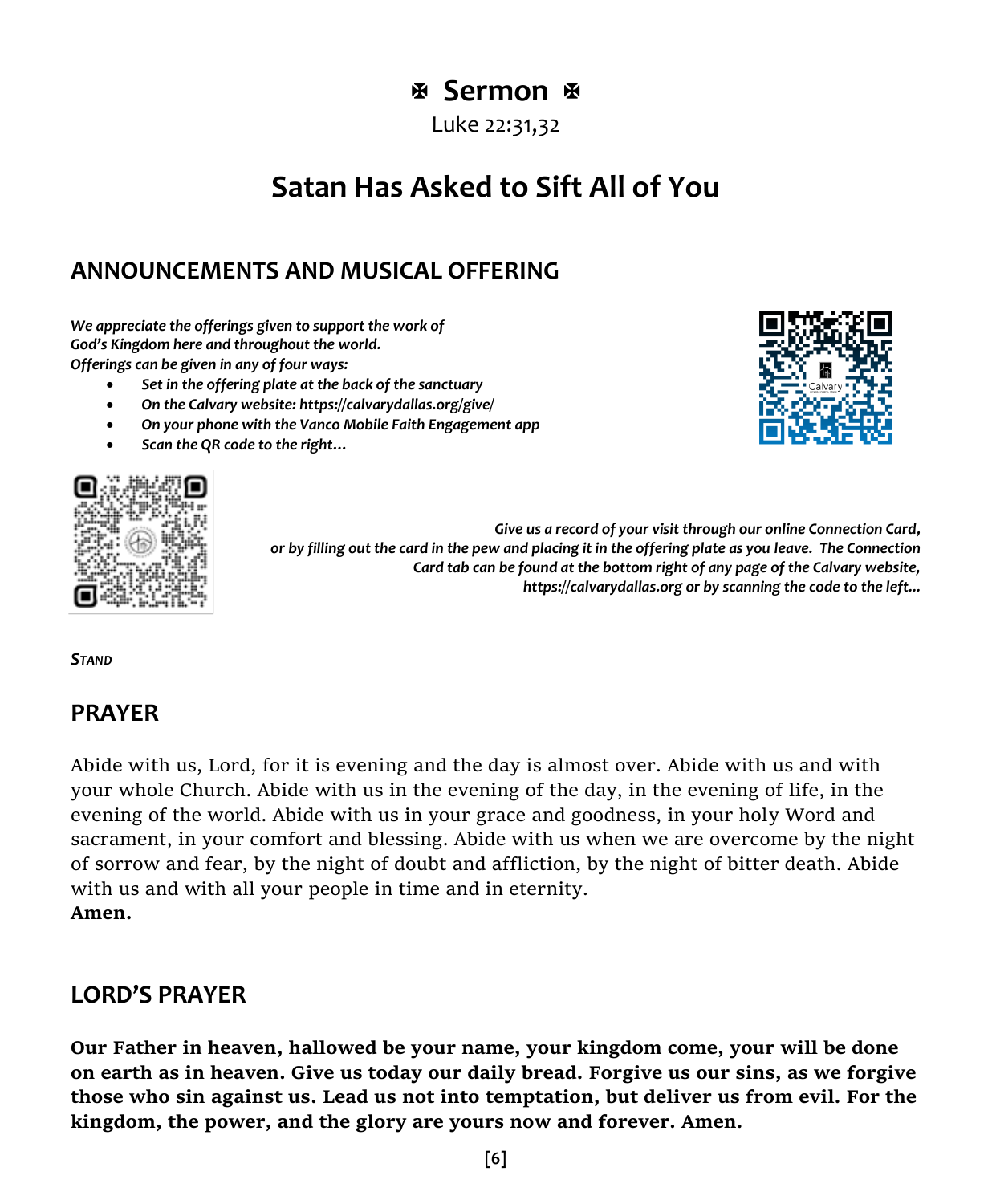# ✠ Sermon ✠

Luke 22:31,32

# Satan Has Asked to Sift All of You

## ANNOUNCEMENTS AND MUSICAL OFFERING

***We appreciate the offerings given to support the work of God's Kingdom here and throughout the world.***
***Offerings can be given in any of four ways:***

- ***Set in the offering plate at the back of the sanctuary***
- ***On the Calvary website: https://calvarydallas.org/give/***
- ***On your phone with the Vanco Mobile Faith Engagement app***
- ***Scan the QR code to the right…***

***Give us a record of your visit through our online Connection Card, or by filling out the card in the pew and placing it in the offering plate as you leave. The Connection Card tab can be found at the bottom right of any page of the Calvary website, https://calvarydallas.org or by scanning the code to the left…***

***STAND***

## PRAYER

Abide with us, Lord, for it is evening and the day is almost over. Abide with us and with your whole Church. Abide with us in the evening of the day, in the evening of life, in the evening of the world. Abide with us in your grace and goodness, in your holy Word and sacrament, in your comfort and blessing. Abide with us when we are overcome by the night of sorrow and fear, by the night of doubt and affliction, by the night of bitter death. Abide with us and with all your people in time and in eternity.
**Amen.**

## LORD'S PRAYER

**Our Father in heaven, hallowed be your name, your kingdom come, your will be done on earth as in heaven. Give us today our daily bread. Forgive us our sins, as we forgive those who sin against us. Lead us not into temptation, but deliver us from evil. For the kingdom, the power, and the glory are yours now and forever. Amen.**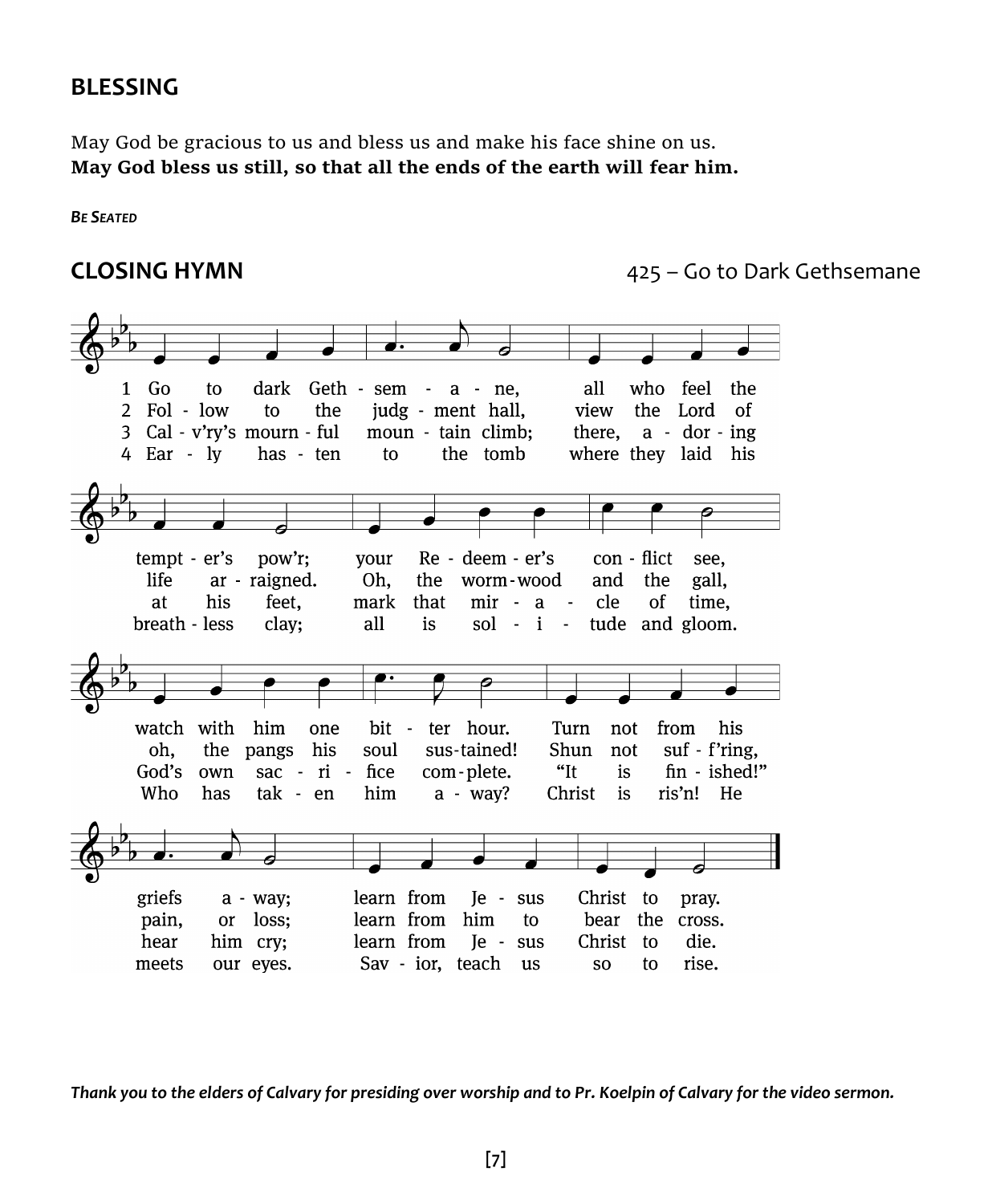## BLESSING

May God be gracious to us and bless us and make his face shine on us.
**May God bless us still, so that all the ends of the earth will fear him.**

***Be Seated***

## CLOSING HYMN

425 – Go to Dark Gethsemane

1 Go to dark Gethsemane, all who feel the tempter's pow'r; your Redeemer's conflict see, watch with him one bitter hour. Turn not from his griefs away; learn from Jesus Christ to pray.

2 Follow to the judgment hall, view the Lord of life arraigned. Oh, the wormwood and the gall, oh, the pangs his soul sustained! Shun not suff'ring, pain, or loss; learn from him to bear the cross.

3 Calv'ry's mournful mountain climb; there, adoring at his feet, mark that miracle of time, God's own sacrifice complete. "It is finished!" hear him cry; learn from Jesus Christ to die.

4 Early hasten to the tomb where they laid his breathless clay; all is solitude and gloom. Who has taken him away? Christ is ris'n! He meets our eyes. Savior, teach us so to rise.

***Thank you to the elders of Calvary for presiding over worship and to Pr. Koelpin of Calvary for the video sermon.***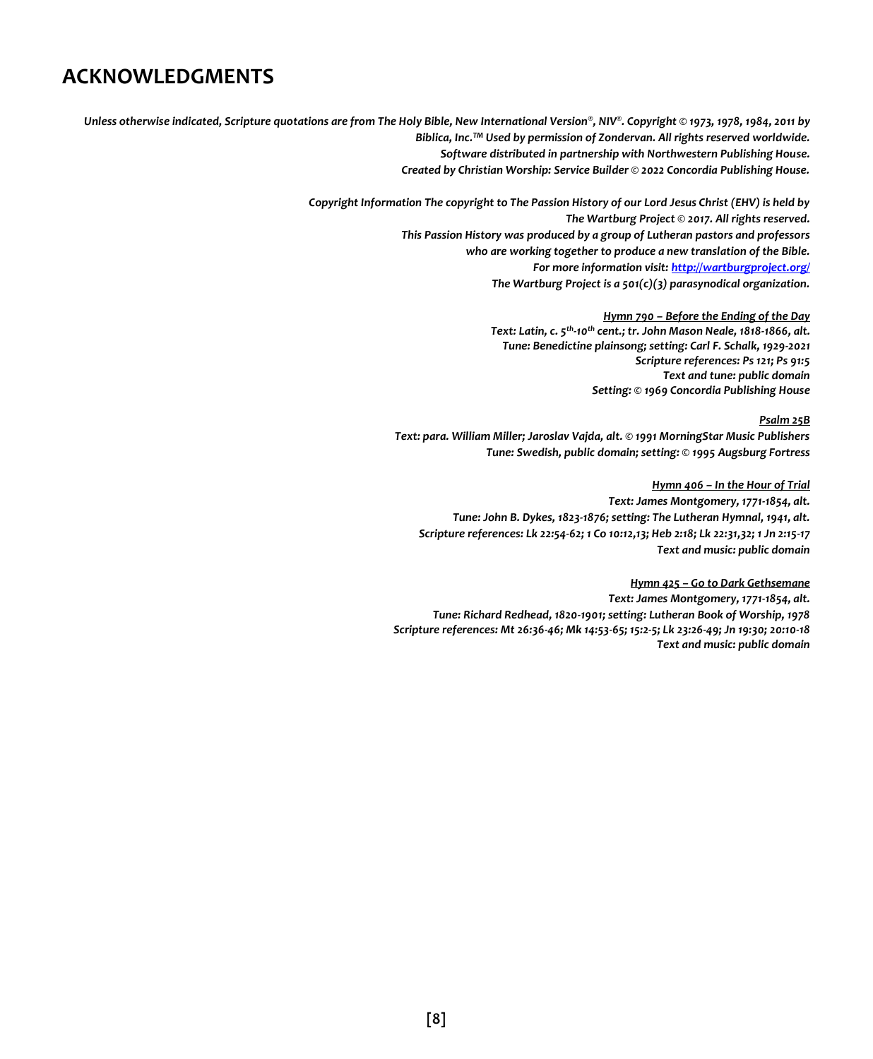# ACKNOWLEDGMENTS

*Unless otherwise indicated, Scripture quotations are from The Holy Bible, New International Version®, NIV®. Copyright © 1973, 1978, 1984, 2011 by Biblica, Inc.™ Used by permission of Zondervan. All rights reserved worldwide.*
*Software distributed in partnership with Northwestern Publishing House.*
*Created by Christian Worship: Service Builder © 2022 Concordia Publishing House.*

*Copyright Information The copyright to The Passion History of our Lord Jesus Christ (EHV) is held by The Wartburg Project © 2017. All rights reserved.*
*This Passion History was produced by a group of Lutheran pastors and professors who are working together to produce a new translation of the Bible.*
*For more information visit: [http://wartburgproject.org/](http://wartburgproject.org/)*
*The Wartburg Project is a 501(c)(3) parasynodical organization.*

***Hymn 790 – Before the Ending of the Day***
*Text: Latin, c. 5th-10th cent.; tr. John Mason Neale, 1818-1866, alt.*
*Tune: Benedictine plainsong; setting: Carl F. Schalk, 1929-2021*
*Scripture references: Ps 121; Ps 91:5*
*Text and tune: public domain*
*Setting: © 1969 Concordia Publishing House*

***Psalm 25B***
*Text: para. William Miller; Jaroslav Vajda, alt. © 1991 MorningStar Music Publishers*
*Tune: Swedish, public domain; setting: © 1995 Augsburg Fortress*

***Hymn 406 – In the Hour of Trial***
*Text: James Montgomery, 1771-1854, alt.*
*Tune: John B. Dykes, 1823-1876; setting: The Lutheran Hymnal, 1941, alt.*
*Scripture references: Lk 22:54-62; 1 Co 10:12,13; Heb 2:18; Lk 22:31,32; 1 Jn 2:15-17*
*Text and music: public domain*

***Hymn 425 – Go to Dark Gethsemane***
*Text: James Montgomery, 1771-1854, alt.*
*Tune: Richard Redhead, 1820-1901; setting: Lutheran Book of Worship, 1978*
*Scripture references: Mt 26:36-46; Mk 14:53-65; 15:2-5; Lk 23:26-49; Jn 19:30; 20:10-18*
*Text and music: public domain*